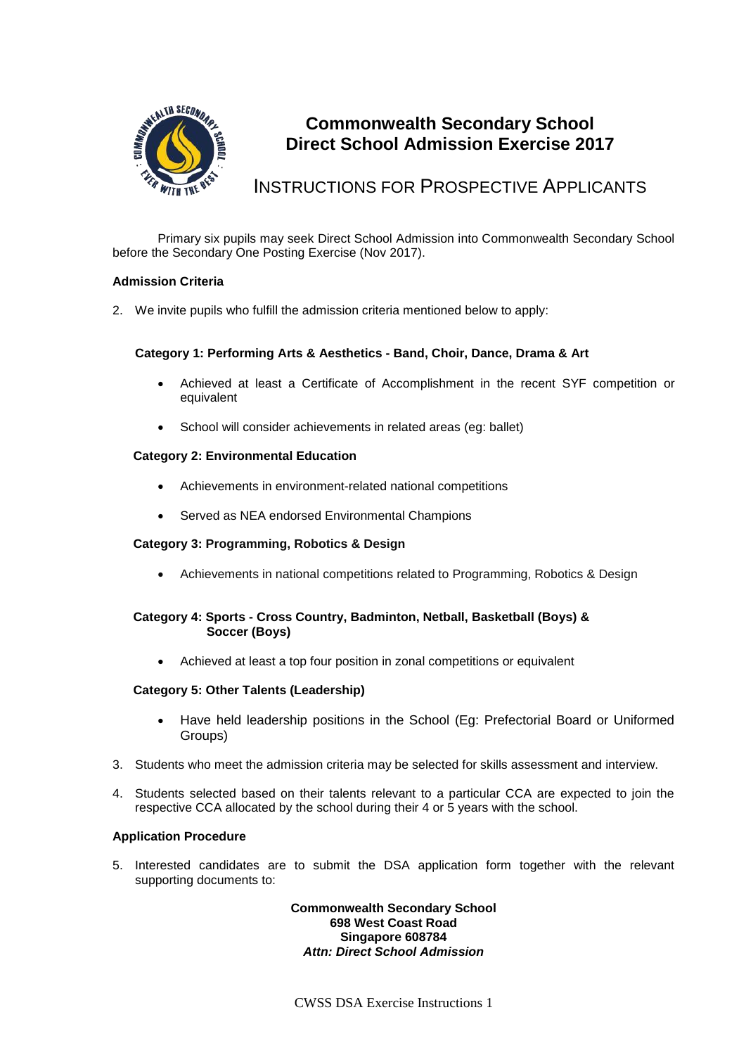# Commonwealth Secondary School
# Direct School Admission Exercise 2017

## INSTRUCTIONS FOR PROSPECTIVE APPLICANTS

Primary six pupils may seek Direct School Admission into Commonwealth Secondary School before the Secondary One Posting Exercise (Nov 2017).

**Admission Criteria**

2. We invite pupils who fulfill the admission criteria mentioned below to apply:

**Category 1: Performing Arts & Aesthetics - Band, Choir, Dance, Drama & Art**

- Achieved at least a Certificate of Accomplishment in the recent SYF competition or equivalent
- School will consider achievements in related areas (eg: ballet)

**Category 2: Environmental Education**

- Achievements in environment-related national competitions
- Served as NEA endorsed Environmental Champions

**Category 3: Programming, Robotics & Design**

- Achievements in national competitions related to Programming, Robotics & Design

**Category 4: Sports - Cross Country, Badminton, Netball, Basketball (Boys) & Soccer (Boys)**

- Achieved at least a top four position in zonal competitions or equivalent

**Category 5: Other Talents (Leadership)**

- Have held leadership positions in the School (Eg: Prefectorial Board or Uniformed Groups)

3. Students who meet the admission criteria may be selected for skills assessment and interview.

4. Students selected based on their talents relevant to a particular CCA are expected to join the respective CCA allocated by the school during their 4 or 5 years with the school.

**Application Procedure**

5. Interested candidates are to submit the DSA application form together with the relevant supporting documents to:

**Commonwealth Secondary School**
**698 West Coast Road**
**Singapore 608784**
***Attn: Direct School Admission***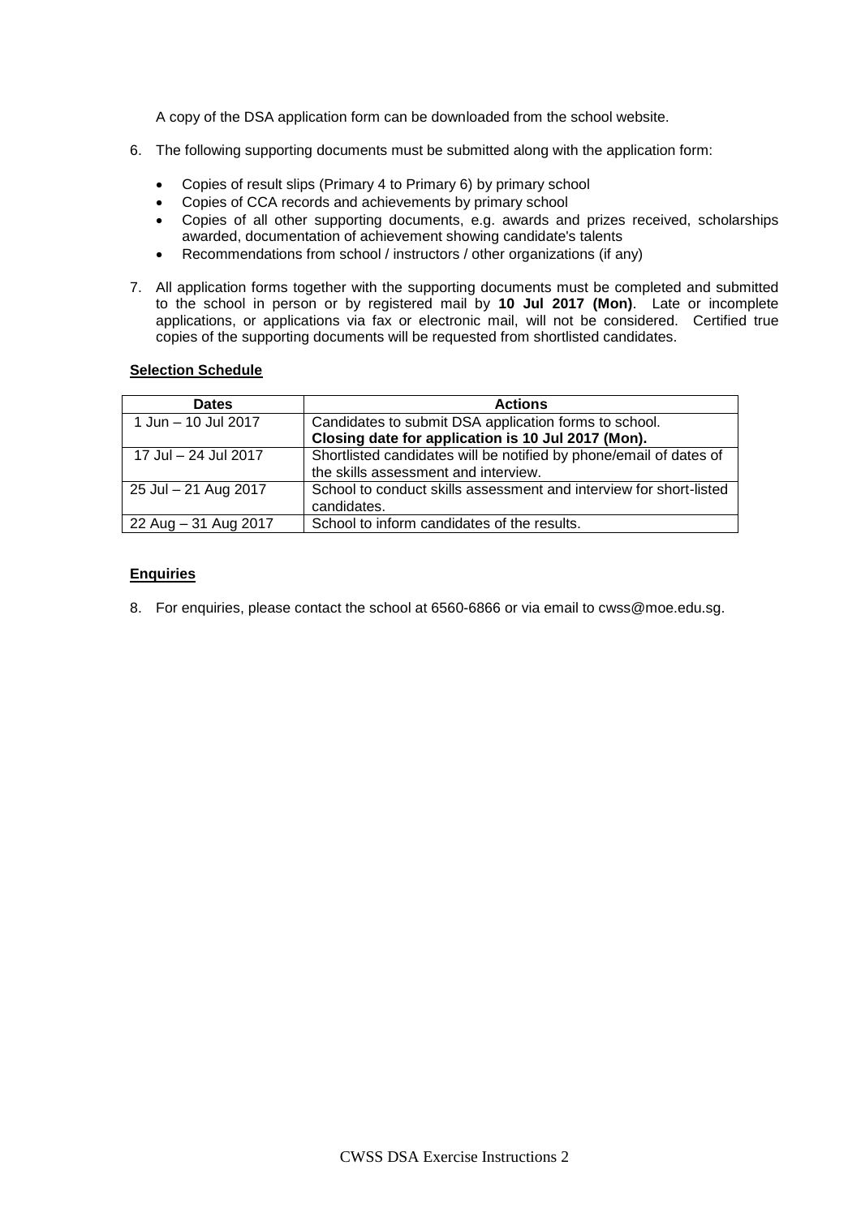A copy of the DSA application form can be downloaded from the school website.

6. The following supporting documents must be submitted along with the application form:

   - Copies of result slips (Primary 4 to Primary 6) by primary school
   - Copies of CCA records and achievements by primary school
   - Copies of all other supporting documents, e.g. awards and prizes received, scholarships awarded, documentation of achievement showing candidate's talents
   - Recommendations from school / instructors / other organizations (if any)

7. All application forms together with the supporting documents must be completed and submitted to the school in person or by registered mail by **10 Jul 2017 (Mon)**. Late or incomplete applications, or applications via fax or electronic mail, will not be considered. Certified true copies of the supporting documents will be requested from shortlisted candidates.

**<u>Selection Schedule</u>**

| Dates | Actions |
| --- | --- |
| 1 Jun – 10 Jul 2017 | Candidates to submit DSA application forms to school. **Closing date for application is 10 Jul 2017 (Mon).** |
| 17 Jul – 24 Jul 2017 | Shortlisted candidates will be notified by phone/email of dates of the skills assessment and interview. |
| 25 Jul – 21 Aug 2017 | School to conduct skills assessment and interview for short-listed candidates. |
| 22 Aug – 31 Aug 2017 | School to inform candidates of the results. |

**<u>Enquiries</u>**

8. For enquiries, please contact the school at 6560-6866 or via email to cwss@moe.edu.sg.